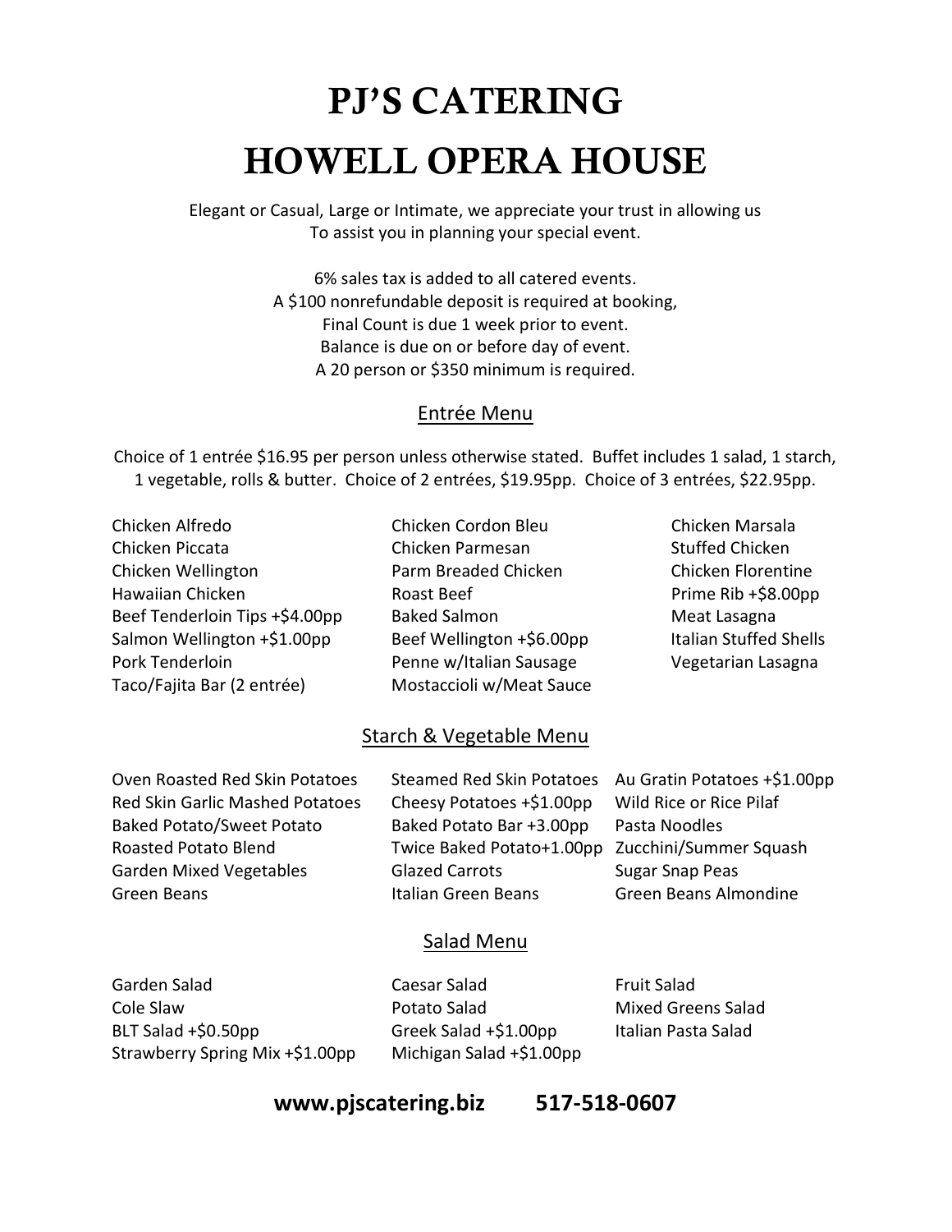# PJ'S CATERING

# HOWELL OPERA HOUSE

Elegant or Casual, Large or Intimate, we appreciate your trust in allowing us
To assist you in planning your special event.

6% sales tax is added to all catered events.
A $100 nonrefundable deposit is required at booking,
Final Count is due 1 week prior to event.
Balance is due on or before day of event.
A 20 person or $350 minimum is required.

## Entrée Menu

Choice of 1 entrée $16.95 per person unless otherwise stated. Buffet includes 1 salad, 1 starch, 1 vegetable, rolls & butter. Choice of 2 entrées, $19.95pp. Choice of 3 entrées, $22.95pp.

Chicken Alfredo
Chicken Piccata
Chicken Wellington
Hawaiian Chicken
Beef Tenderloin Tips +$4.00pp
Salmon Wellington +$1.00pp
Pork Tenderloin
Taco/Fajita Bar (2 entrée)

Chicken Cordon Bleu
Chicken Parmesan
Parm Breaded Chicken
Roast Beef
Baked Salmon
Beef Wellington +$6.00pp
Penne w/Italian Sausage
Mostaccioli w/Meat Sauce

Chicken Marsala
Stuffed Chicken
Chicken Florentine
Prime Rib +$8.00pp
Meat Lasagna
Italian Stuffed Shells
Vegetarian Lasagna

## Starch & Vegetable Menu

Oven Roasted Red Skin Potatoes
Red Skin Garlic Mashed Potatoes
Baked Potato/Sweet Potato
Roasted Potato Blend
Garden Mixed Vegetables
Green Beans

Steamed Red Skin Potatoes
Cheesy Potatoes +$1.00pp
Baked Potato Bar +3.00pp
Twice Baked Potato+1.00pp
Glazed Carrots
Italian Green Beans

Au Gratin Potatoes +$1.00pp
Wild Rice or Rice Pilaf
Pasta Noodles
Zucchini/Summer Squash
Sugar Snap Peas
Green Beans Almondine

## Salad Menu

Garden Salad
Cole Slaw
BLT Salad +$0.50pp
Strawberry Spring Mix +$1.00pp

Caesar Salad
Potato Salad
Greek Salad +$1.00pp
Michigan Salad +$1.00pp

Fruit Salad
Mixed Greens Salad
Italian Pasta Salad

**www.pjscatering.biz 517-518-0607**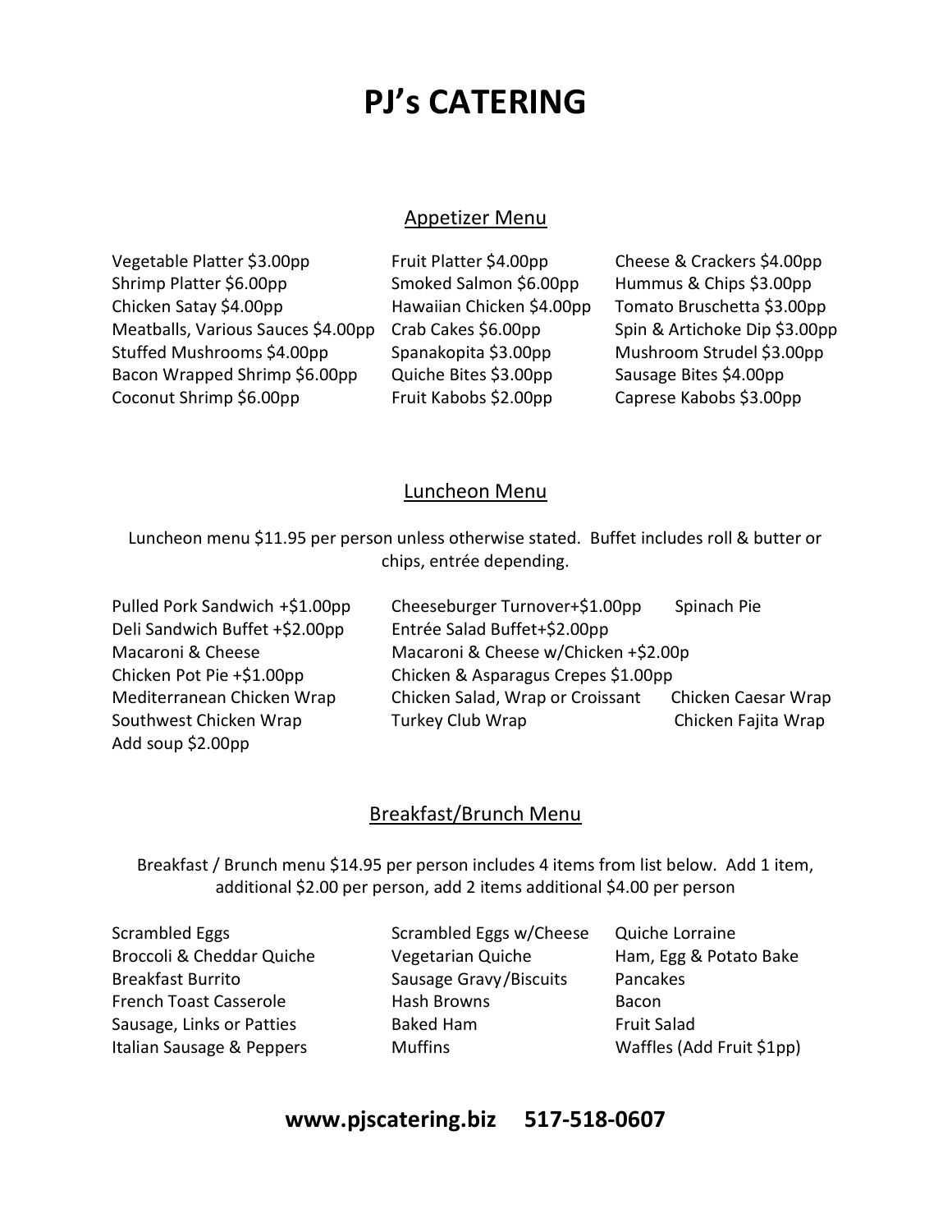# PJ's CATERING

## Appetizer Menu

Vegetable Platter $3.00pp
Shrimp Platter $6.00pp
Chicken Satay $4.00pp
Meatballs, Various Sauces $4.00pp
Stuffed Mushrooms $4.00pp
Bacon Wrapped Shrimp $6.00pp
Coconut Shrimp $6.00pp

Fruit Platter $4.00pp
Smoked Salmon $6.00pp
Hawaiian Chicken $4.00pp
Crab Cakes $6.00pp
Spanakopita $3.00pp
Quiche Bites $3.00pp
Fruit Kabobs $2.00pp

Cheese & Crackers $4.00pp
Hummus & Chips $3.00pp
Tomato Bruschetta $3.00pp
Spin & Artichoke Dip $3.00pp
Mushroom Strudel $3.00pp
Sausage Bites $4.00pp
Caprese Kabobs $3.00pp

## Luncheon Menu

Luncheon menu $11.95 per person unless otherwise stated. Buffet includes roll & butter or chips, entrée depending.

Pulled Pork Sandwich +$1.00pp
Deli Sandwich Buffet +$2.00pp
Macaroni & Cheese
Chicken Pot Pie +$1.00pp
Mediterranean Chicken Wrap
Southwest Chicken Wrap
Add soup $2.00pp

Cheeseburger Turnover+$1.00pp
Entrée Salad Buffet+$2.00pp
Macaroni & Cheese w/Chicken +$2.00p
Chicken & Asparagus Crepes $1.00pp
Chicken Salad, Wrap or Croissant
Turkey Club Wrap

Spinach Pie
Chicken Caesar Wrap
Chicken Fajita Wrap

## Breakfast/Brunch Menu

Breakfast / Brunch menu $14.95 per person includes 4 items from list below. Add 1 item, additional $2.00 per person, add 2 items additional $4.00 per person

Scrambled Eggs
Broccoli & Cheddar Quiche
Breakfast Burrito
French Toast Casserole
Sausage, Links or Patties
Italian Sausage & Peppers

Scrambled Eggs w/Cheese
Vegetarian Quiche
Sausage Gravy/Biscuits
Hash Browns
Baked Ham
Muffins

Quiche Lorraine
Ham, Egg & Potato Bake
Pancakes
Bacon
Fruit Salad
Waffles (Add Fruit $1pp)

**www.pjscatering.biz 517-518-0607**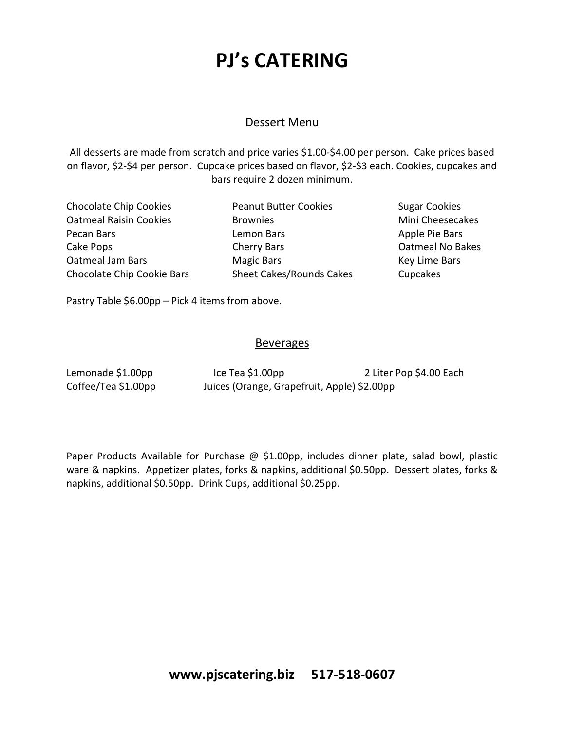# PJ's CATERING

## Dessert Menu

All desserts are made from scratch and price varies $1.00-$4.00 per person. Cake prices based on flavor, $2-$4 per person. Cupcake prices based on flavor, $2-$3 each. Cookies, cupcakes and bars require 2 dozen minimum.

| | | |
|---|---|---|
| Chocolate Chip Cookies | Peanut Butter Cookies | Sugar Cookies |
| Oatmeal Raisin Cookies | Brownies | Mini Cheesecakes |
| Pecan Bars | Lemon Bars | Apple Pie Bars |
| Cake Pops | Cherry Bars | Oatmeal No Bakes |
| Oatmeal Jam Bars | Magic Bars | Key Lime Bars |
| Chocolate Chip Cookie Bars | Sheet Cakes/Rounds Cakes | Cupcakes |

Pastry Table $6.00pp – Pick 4 items from above.

## Beverages

| | | |
|---|---|---|
| Lemonade $1.00pp | Ice Tea $1.00pp | 2 Liter Pop $4.00 Each |
| Coffee/Tea $1.00pp | Juices (Orange, Grapefruit, Apple) $2.00pp | |

Paper Products Available for Purchase @ $1.00pp, includes dinner plate, salad bowl, plastic ware & napkins. Appetizer plates, forks & napkins, additional $0.50pp. Dessert plates, forks & napkins, additional $0.50pp. Drink Cups, additional $0.25pp.

**www.pjscatering.biz 517-518-0607**